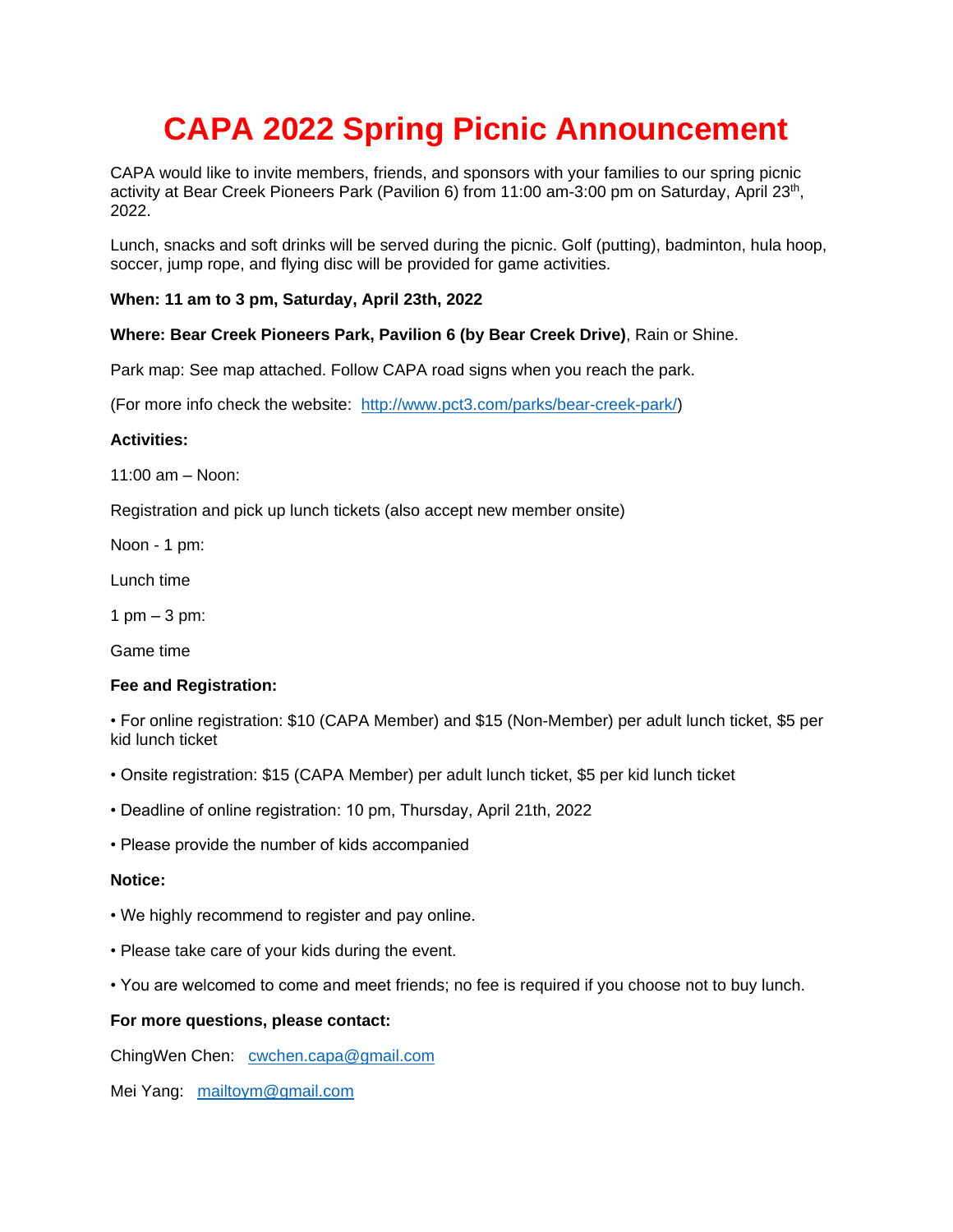# CAPA 2022 Spring Picnic Announcement

CAPA would like to invite members, friends, and sponsors with your families to our spring picnic activity at Bear Creek Pioneers Park (Pavilion 6) from 11:00 am-3:00 pm on Saturday, April 23rd, 2022.

Lunch, snacks and soft drinks will be served during the picnic. Golf (putting), badminton, hula hoop, soccer, jump rope, and flying disc will be provided for game activities.

**When: 11 am to 3 pm, Saturday, April 23th, 2022**

**Where: Bear Creek Pioneers Park, Pavilion 6 (by Bear Creek Drive)**, Rain or Shine.

Park map: See map attached. Follow CAPA road signs when you reach the park.

(For more info check the website: http://www.pct3.com/parks/bear-creek-park/)

**Activities:**

11:00 am – Noon:

Registration and pick up lunch tickets (also accept new member onsite)

Noon - 1 pm:

Lunch time

1 pm – 3 pm:

Game time

**Fee and Registration:**

- For online registration: $10 (CAPA Member) and $15 (Non-Member) per adult lunch ticket, $5 per kid lunch ticket
- Onsite registration: $15 (CAPA Member) per adult lunch ticket, $5 per kid lunch ticket
- Deadline of online registration: 10 pm, Thursday, April 21th, 2022
- Please provide the number of kids accompanied

**Notice:**

- We highly recommend to register and pay online.
- Please take care of your kids during the event.
- You are welcomed to come and meet friends; no fee is required if you choose not to buy lunch.

**For more questions, please contact:**

ChingWen Chen: cwchen.capa@gmail.com

Mei Yang: mailtoym@gmail.com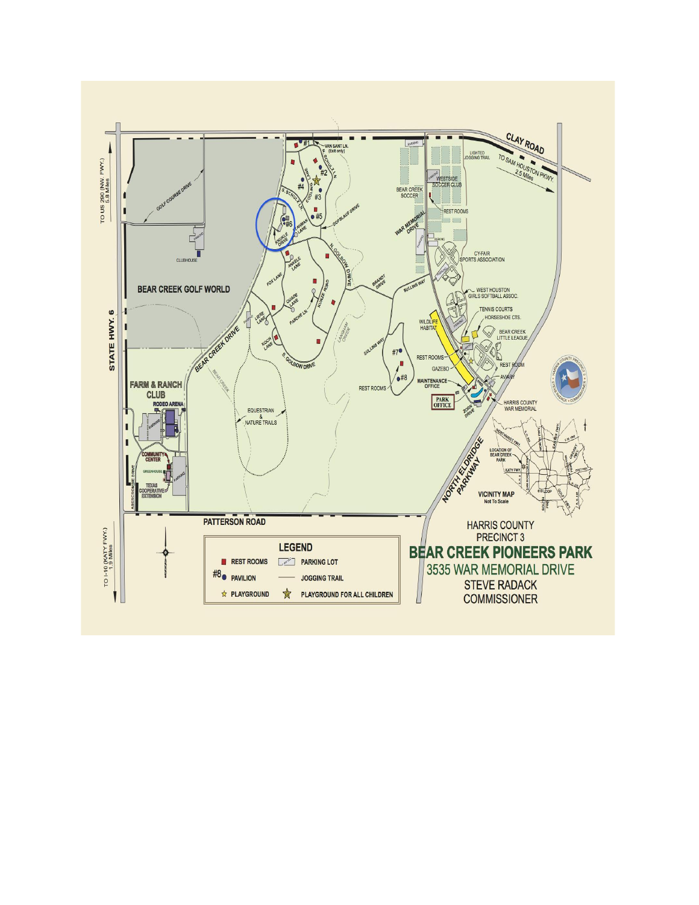CLAY ROAD

TO SAM HOUSTON PKWY. 2.5 Miles

TO US 290 (NW. FWY.) 5.8 Miles

STATE HWY. 6

TO I-10 (KATY FWY.) 1.9 Miles

PATTERSON ROAD

NORTH ELDRIDGE PARKWAY

GOLF COURSE DRIVE

CLUBHOUSE

BEAR CREEK GOLF WORLD

FARM & RANCH CLUB

RODEO ARENA

COMMUNITY CENTER

GREENHOUSE

TEXAS COOPERATIVE EXTENSION

ABERCROMBIE DRIVE

BEAR CREEK DRIVE

BEAR CREEK

EQUESTRIAN & NATURE TRAILS

VAN SANT LN. (Exit only)

N. SCHULTZ LN.

S. SCHULTZ LN.

SIMS LANE

EGGLING LANE

KNUDLE DRIVE

LANGHAM LANE

DOFFLAUF DRIVE

N. GOLBOW DRIVE

S. GOLBOW DRIVE

ANGELE LANE

FOX LANE

QUADE LANE

KUNZE ROAD

PASCHE LN.

LIEDE LANE

KOCH LANE

LANGHAM CREEK

BRANDT DRIVE

SULLINS WAY

WAR MEMORIAL DRIVE

ZORN DRIVE

#1 #2 #3 #4 #5 #6 #7 #8

LIGHTED JOGGING TRAIL

BEAR CREEK SOCCER

WESTSIDE SOCCER CLUB

REST ROOMS

CY-FAIR SPORTS ASSOCIATION

WEST HOUSTON GIRLS SOFTBALL ASSOC.

TENNIS COURTS

HORSESHOE CTS.

BEAR CREEK LITTLE LEAGUE

WILDLIFE HABITAT

REST ROOMS

GAZEBO

REST ROOM

AVIARY

MAINTENANCE OFFICE

PARK OFFICE

REST ROOMS

HARRIS COUNTY WAR MEMORIAL

VICINITY MAP

Not To Scale

LOCATION OF BEAR CREEK PARK

## LEGEND

REST ROOMS

PARKING LOT

#8 PAVILION

JOGGING TRAIL

PLAYGROUND

PLAYGROUND FOR ALL CHILDREN

HARRIS COUNTY

PRECINCT 3

# BEAR CREEK PIONEERS PARK

3535 WAR MEMORIAL DRIVE

STEVE RADACK

COMMISSIONER